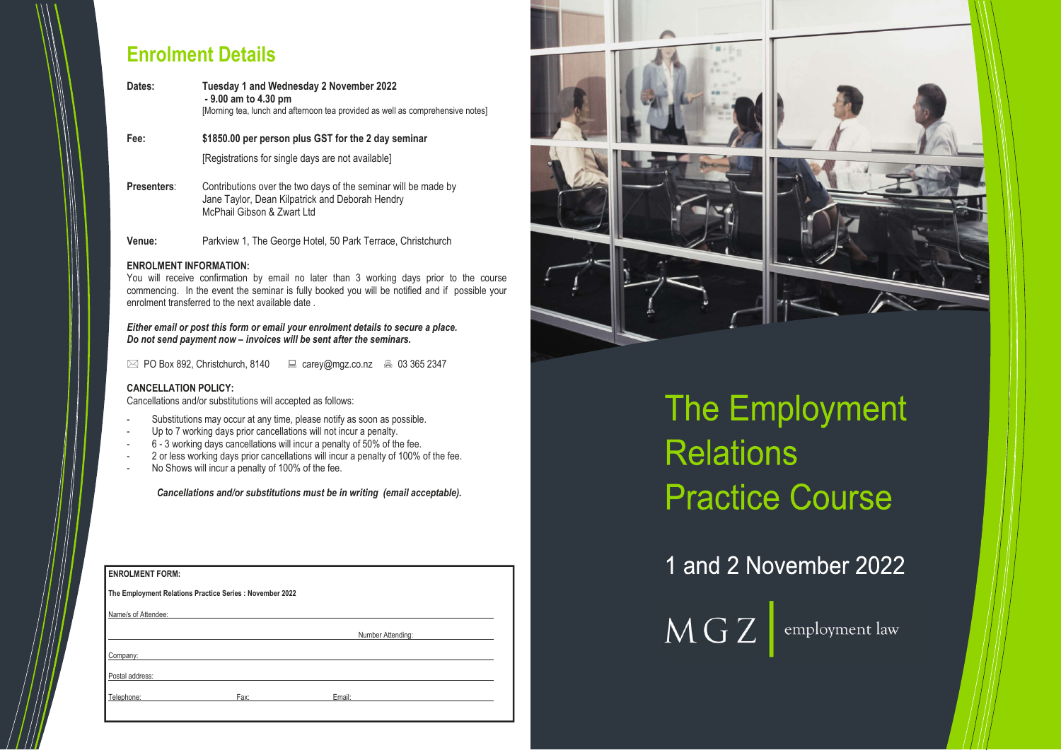## Enrolment Details

**Dates:** **Tuesday 1 and Wednesday 2 November 2022 - 9.00 am to 4.30 pm**
[Morning tea, lunch and afternoon tea provided as well as comprehensive notes]

**Fee:** **$1850.00 per person plus GST for the 2 day seminar**
[Registrations for single days are not available]

**Presenters**: Contributions over the two days of the seminar will be made by Jane Taylor, Dean Kilpatrick and Deborah Hendry
McPhail Gibson & Zwart Ltd

**Venue:** Parkview 1, The George Hotel, 50 Park Terrace, Christchurch

**ENROLMENT INFORMATION:**
You will receive confirmation by email no later than 3 working days prior to the course commencing. In the event the seminar is fully booked you will be notified and if possible your enrolment transferred to the next available date .

***Either email or post this form or email your enrolment details to secure a place.***
***Do not send payment now – invoices will be sent after the seminars.***

✉ PO Box 892, Christchurch, 8140 carey@mgz.co.nz 03 365 2347

**CANCELLATION POLICY:**
Cancellations and/or substitutions will accepted as follows:

- Substitutions may occur at any time, please notify as soon as possible.
- Up to 7 working days prior cancellations will not incur a penalty.
- 6 - 3 working days cancellations will incur a penalty of 50% of the fee.
- 2 or less working days prior cancellations will incur a penalty of 100% of the fee.
- No Shows will incur a penalty of 100% of the fee.

***Cancellations and/or substitutions must be in writing (email acceptable).***

**ENROLMENT FORM:**

**The Employment Relations Practice Series : November 2022**

Name/s of Attendee: ____________________

Number Attending: ____________________

Company: ____________________

Postal address: ____________________

Telephone: __________ Fax: __________ Email: __________

# The Employment Relations Practice Course

## 1 and 2 November 2022

MGZ | employment law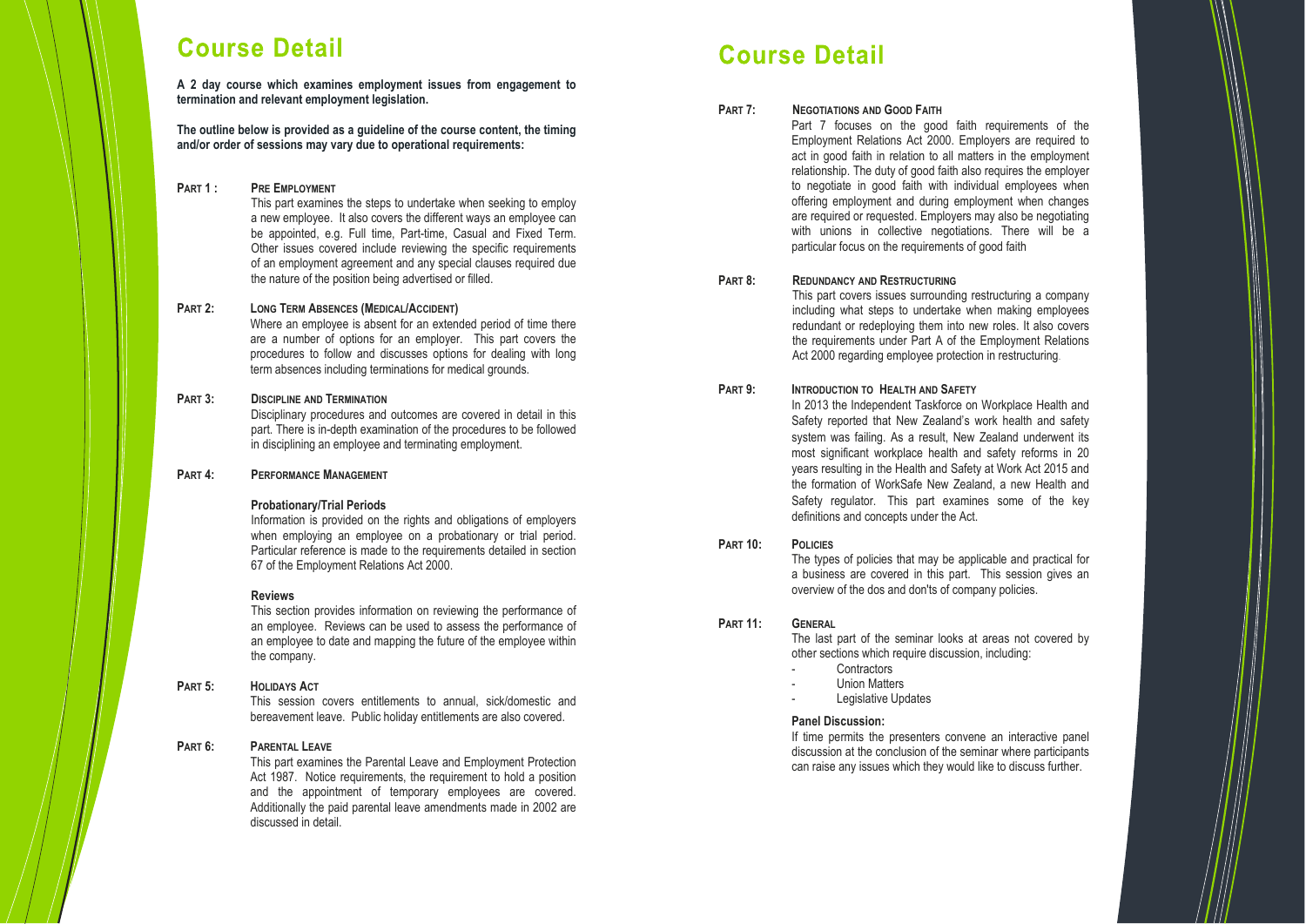# Course Detail

**A 2 day course which examines employment issues from engagement to termination and relevant employment legislation.**

**The outline below is provided as a guideline of the course content, the timing and/or order of sessions may vary due to operational requirements:**

**PART 1 : PRE EMPLOYMENT**

This part examines the steps to undertake when seeking to employ a new employee. It also covers the different ways an employee can be appointed, e.g. Full time, Part-time, Casual and Fixed Term. Other issues covered include reviewing the specific requirements of an employment agreement and any special clauses required due the nature of the position being advertised or filled.

**PART 2: LONG TERM ABSENCES (MEDICAL/ACCIDENT)**

Where an employee is absent for an extended period of time there are a number of options for an employer. This part covers the procedures to follow and discusses options for dealing with long term absences including terminations for medical grounds.

**PART 3: DISCIPLINE AND TERMINATION**

Disciplinary procedures and outcomes are covered in detail in this part. There is in-depth examination of the procedures to be followed in disciplining an employee and terminating employment.

**PART 4: PERFORMANCE MANAGEMENT**

**Probationary/Trial Periods**

Information is provided on the rights and obligations of employers when employing an employee on a probationary or trial period. Particular reference is made to the requirements detailed in section 67 of the Employment Relations Act 2000.

**Reviews**

This section provides information on reviewing the performance of an employee. Reviews can be used to assess the performance of an employee to date and mapping the future of the employee within the company.

**PART 5: HOLIDAYS ACT**

This session covers entitlements to annual, sick/domestic and bereavement leave. Public holiday entitlements are also covered.

**PART 6: PARENTAL LEAVE**

This part examines the Parental Leave and Employment Protection Act 1987. Notice requirements, the requirement to hold a position and the appointment of temporary employees are covered. Additionally the paid parental leave amendments made in 2002 are discussed in detail.

# Course Detail

**PART 7: NEGOTIATIONS AND GOOD FAITH**

Part 7 focuses on the good faith requirements of the Employment Relations Act 2000. Employers are required to act in good faith in relation to all matters in the employment relationship. The duty of good faith also requires the employer to negotiate in good faith with individual employees when offering employment and during employment when changes are required or requested. Employers may also be negotiating with unions in collective negotiations. There will be a particular focus on the requirements of good faith

**PART 8: REDUNDANCY AND RESTRUCTURING**

This part covers issues surrounding restructuring a company including what steps to undertake when making employees redundant or redeploying them into new roles. It also covers the requirements under Part A of the Employment Relations Act 2000 regarding employee protection in restructuring.

**PART 9: INTRODUCTION TO HEALTH AND SAFETY**

In 2013 the Independent Taskforce on Workplace Health and Safety reported that New Zealand's work health and safety system was failing. As a result, New Zealand underwent its most significant workplace health and safety reforms in 20 years resulting in the Health and Safety at Work Act 2015 and the formation of WorkSafe New Zealand, a new Health and Safety regulator. This part examines some of the key definitions and concepts under the Act.

**PART 10: POLICIES**

The types of policies that may be applicable and practical for a business are covered in this part. This session gives an overview of the dos and don'ts of company policies.

**PART 11: GENERAL**

The last part of the seminar looks at areas not covered by other sections which require discussion, including:

- Contractors
- Union Matters
- Legislative Updates

**Panel Discussion:**

If time permits the presenters convene an interactive panel discussion at the conclusion of the seminar where participants can raise any issues which they would like to discuss further.